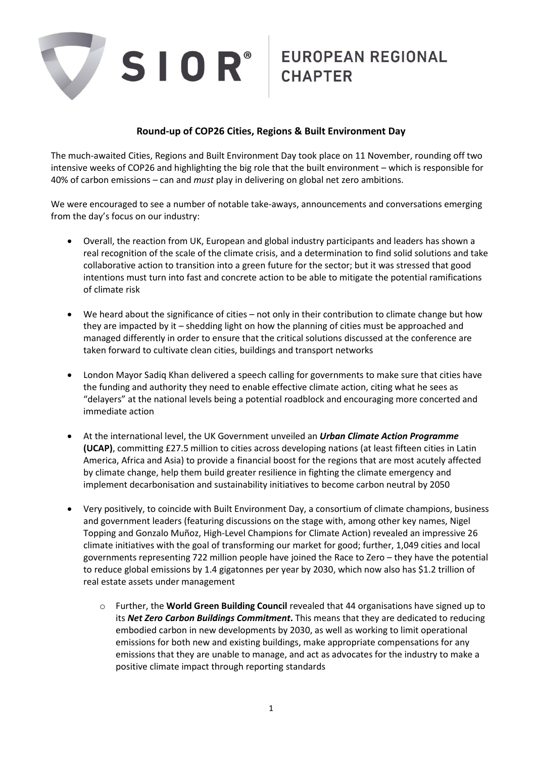SIOR® EUROPEAN REGIONAL CHAPTER

**Round-up of COP26 Cities, Regions & Built Environment Day**

The much-awaited Cities, Regions and Built Environment Day took place on 11 November, rounding off two intensive weeks of COP26 and highlighting the big role that the built environment – which is responsible for 40% of carbon emissions – can and *must* play in delivering on global net zero ambitions.

We were encouraged to see a number of notable take-aways, announcements and conversations emerging from the day's focus on our industry:

- Overall, the reaction from UK, European and global industry participants and leaders has shown a real recognition of the scale of the climate crisis, and a determination to find solid solutions and take collaborative action to transition into a green future for the sector; but it was stressed that good intentions must turn into fast and concrete action to be able to mitigate the potential ramifications of climate risk

- We heard about the significance of cities – not only in their contribution to climate change but how they are impacted by it – shedding light on how the planning of cities must be approached and managed differently in order to ensure that the critical solutions discussed at the conference are taken forward to cultivate clean cities, buildings and transport networks

- London Mayor Sadiq Khan delivered a speech calling for governments to make sure that cities have the funding and authority they need to enable effective climate action, citing what he sees as "delayers" at the national levels being a potential roadblock and encouraging more concerted and immediate action

- At the international level, the UK Government unveiled an ***Urban Climate Action Programme* (UCAP)**, committing £27.5 million to cities across developing nations (at least fifteen cities in Latin America, Africa and Asia) to provide a financial boost for the regions that are most acutely affected by climate change, help them build greater resilience in fighting the climate emergency and implement decarbonisation and sustainability initiatives to become carbon neutral by 2050

- Very positively, to coincide with Built Environment Day, a consortium of climate champions, business and government leaders (featuring discussions on the stage with, among other key names, Nigel Topping and Gonzalo Muñoz, High-Level Champions for Climate Action) revealed an impressive 26 climate initiatives with the goal of transforming our market for good; further, 1,049 cities and local governments representing 722 million people have joined the Race to Zero – they have the potential to reduce global emissions by 1.4 gigatonnes per year by 2030, which now also has $1.2 trillion of real estate assets under management

    - Further, the **World Green Building Council** revealed that 44 organisations have signed up to its ***Net Zero Carbon Buildings Commitment*.** This means that they are dedicated to reducing embodied carbon in new developments by 2030, as well as working to limit operational emissions for both new and existing buildings, make appropriate compensations for any emissions that they are unable to manage, and act as advocates for the industry to make a positive climate impact through reporting standards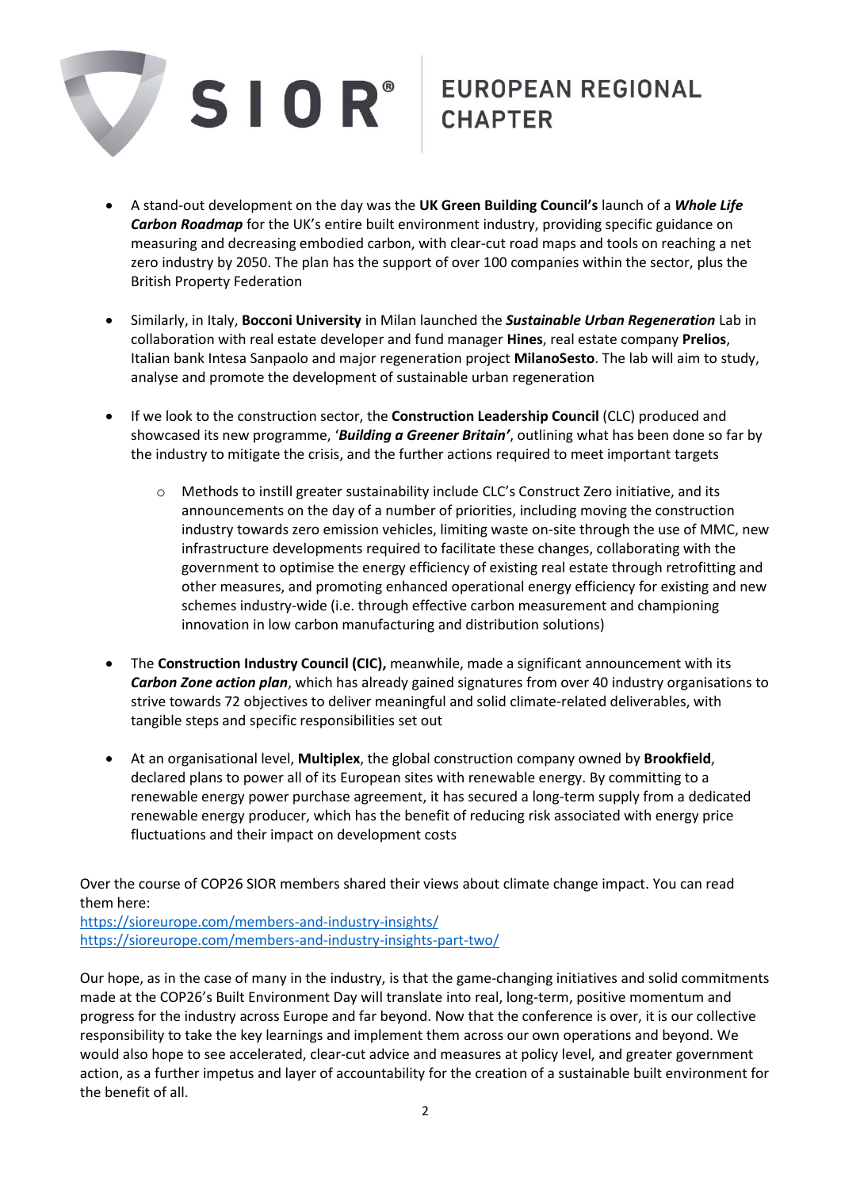- A stand-out development on the day was the **UK Green Building Council's** launch of a ***Whole Life Carbon Roadmap*** for the UK's entire built environment industry, providing specific guidance on measuring and decreasing embodied carbon, with clear-cut road maps and tools on reaching a net zero industry by 2050. The plan has the support of over 100 companies within the sector, plus the British Property Federation

- Similarly, in Italy, **Bocconi University** in Milan launched the ***Sustainable Urban Regeneration*** Lab in collaboration with real estate developer and fund manager **Hines**, real estate company **Prelios**, Italian bank Intesa Sanpaolo and major regeneration project **MilanoSesto**. The lab will aim to study, analyse and promote the development of sustainable urban regeneration

- If we look to the construction sector, the **Construction Leadership Council** (CLC) produced and showcased its new programme, '***Building a Greener Britain'***, outlining what has been done so far by the industry to mitigate the crisis, and the further actions required to meet important targets
    - Methods to instill greater sustainability include CLC's Construct Zero initiative, and its announcements on the day of a number of priorities, including moving the construction industry towards zero emission vehicles, limiting waste on-site through the use of MMC, new infrastructure developments required to facilitate these changes, collaborating with the government to optimise the energy efficiency of existing real estate through retrofitting and other measures, and promoting enhanced operational energy efficiency for existing and new schemes industry-wide (i.e. through effective carbon measurement and championing innovation in low carbon manufacturing and distribution solutions)

- The **Construction Industry Council (CIC),** meanwhile, made a significant announcement with its ***Carbon Zone action plan***, which has already gained signatures from over 40 industry organisations to strive towards 72 objectives to deliver meaningful and solid climate-related deliverables, with tangible steps and specific responsibilities set out

- At an organisational level, **Multiplex**, the global construction company owned by **Brookfield**, declared plans to power all of its European sites with renewable energy. By committing to a renewable energy power purchase agreement, it has secured a long-term supply from a dedicated renewable energy producer, which has the benefit of reducing risk associated with energy price fluctuations and their impact on development costs

Over the course of COP26 SIOR members shared their views about climate change impact. You can read them here:
[https://sioreurope.com/members-and-industry-insights/](https://sioreurope.com/members-and-industry-insights/)
[https://sioreurope.com/members-and-industry-insights-part-two/](https://sioreurope.com/members-and-industry-insights-part-two/)

Our hope, as in the case of many in the industry, is that the game-changing initiatives and solid commitments made at the COP26's Built Environment Day will translate into real, long-term, positive momentum and progress for the industry across Europe and far beyond. Now that the conference is over, it is our collective responsibility to take the key learnings and implement them across our own operations and beyond. We would also hope to see accelerated, clear-cut advice and measures at policy level, and greater government action, as a further impetus and layer of accountability for the creation of a sustainable built environment for the benefit of all.